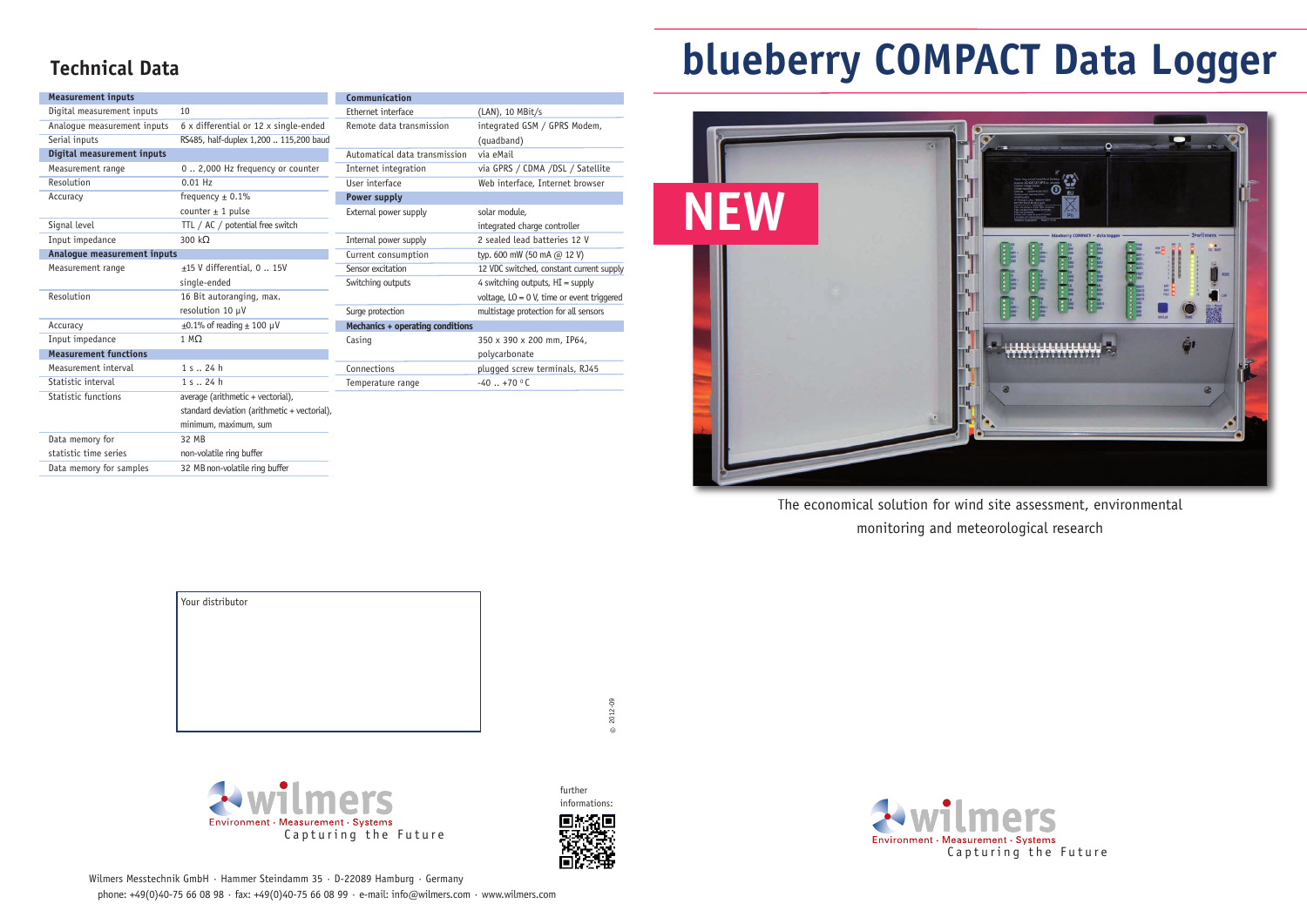# blueberry COMPACT Data Logger

NEW

The economical solution for wind site assessment, environmental monitoring and meteorological research

## Technical Data

| Measurement inputs | |
|---|---|
| Digital measurement inputs | 10 |
| Analogue measurement inputs | 6 x differential or 12 x single-ended |
| Serial inputs | RS485, half-duplex 1,200 .. 115,200 baud |
| **Digital measurement inputs** | |
| Measurement range | 0 .. 2,000 Hz frequency or counter |
| Resolution | 0.01 Hz |
| Accuracy | frequency ± 0.1% counter ± 1 pulse |
| Signal level | TTL / AC / potential free switch |
| Input impedance | 300 kΩ |
| **Analogue measurement inputs** | |
| Measurement range | ±15 V differential, 0 .. 15V single-ended |
| Resolution | 16 Bit autoranging, max. resolution 10 µV |
| Accuracy | ±0.1% of reading ± 100 µV |
| Input impedance | 1 MΩ |
| **Measurement functions** | |
| Measurement interval | 1 s .. 24 h |
| Statistic interval | 1 s .. 24 h |
| Statistic functions | average (arithmetic + vectorial), standard deviation (arithmetic + vectorial), minimum, maximum, sum |
| Data memory for statistic time series | 32 MB non-volatile ring buffer |
| Data memory for samples | 32 MB non-volatile ring buffer |

| Communication | |
|---|---|
| Ethernet interface | (LAN), 10 MBit/s |
| Remote data transmission | integrated GSM / GPRS Modem, (quadband) |
| Automatical data transmission | via eMail |
| Internet integration | via GPRS / CDMA /DSL / Satellite |
| User interface | Web interface, Internet browser |
| **Power supply** | |
| External power supply | solar module, integrated charge controller |
| Internal power supply | 2 sealed lead batteries 12 V |
| Current consumption | typ. 600 mW (50 mA @ 12 V) |
| Sensor excitation | 12 VDC switched, constant current supply |
| Switching outputs | 4 switching outputs, HI = supply voltage, LO = 0 V, time or event triggered |
| Surge protection | multistage protection for all sensors |
| **Mechanics + operating conditions** | |
| Casing | 350 x 390 x 200 mm, IP64, polycarbonate |
| Connections | plugged screw terminals, RJ45 |
| Temperature range | -40 .. +70 °C |

Your distributor

© 2012-09

wilmers
Environment · Measurement · Systems
Capturing the Future

further informations:

Wilmers Messtechnik GmbH · Hammer Steindamm 35 · D-22089 Hamburg · Germany
phone: +49(0)40-75 66 08 98 · fax: +49(0)40-75 66 08 99 · e-mail: info@wilmers.com · www.wilmers.com

wilmers
Environment · Measurement · Systems
Capturing the Future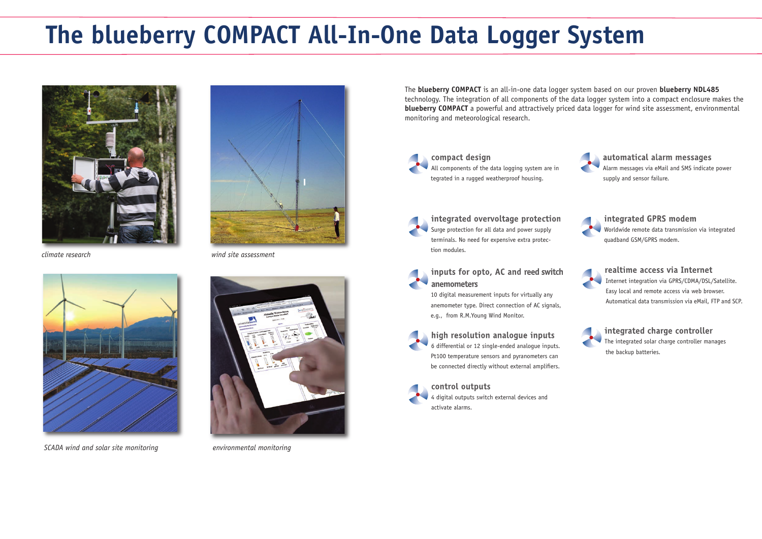# The blueberry COMPACT All-In-One Data Logger System

*climate research*

*wind site assessment*

*SCADA wind and solar site monitoring*

*environmental monitoring*

The **blueberry COMPACT** is an all-in-one data logger system based on our proven **blueberry NDL485** technology. The integration of all components of the data logger system into a compact enclosure makes the **blueberry COMPACT** a powerful and attractively priced data logger for wind site assessment, environmental monitoring and meteorological research.

### compact design

All components of the data logging system are integrated in a rugged weatherproof housing.

### integrated overvoltage protection

Surge protection for all data and power supply terminals. No need for expensive extra protection modules.

### inputs for opto, AC and reed switch anemometers

10 digital measurement inputs for virtually any anemometer type. Direct connection of AC signals, e.g., from R.M.Young Wind Monitor.

### high resolution analogue inputs

6 differential or 12 single-ended analogue inputs. Pt100 temperature sensors and pyranometers can be connected directly without external amplifiers.

### control outputs

4 digital outputs switch external devices and activate alarms.

### automatical alarm messages

Alarm messages via eMail and SMS indicate power supply and sensor failure.

### integrated GPRS modem

Worldwide remote data transmission via integrated quadband GSM/GPRS modem.

### realtime access via Internet

Internet integration via GPRS/CDMA/DSL/Satellite. Easy local and remote access via web browser. Automatical data transmission via eMail, FTP and SCP.

### integrated charge controller

The integrated solar charge controller manages the backup batteries.